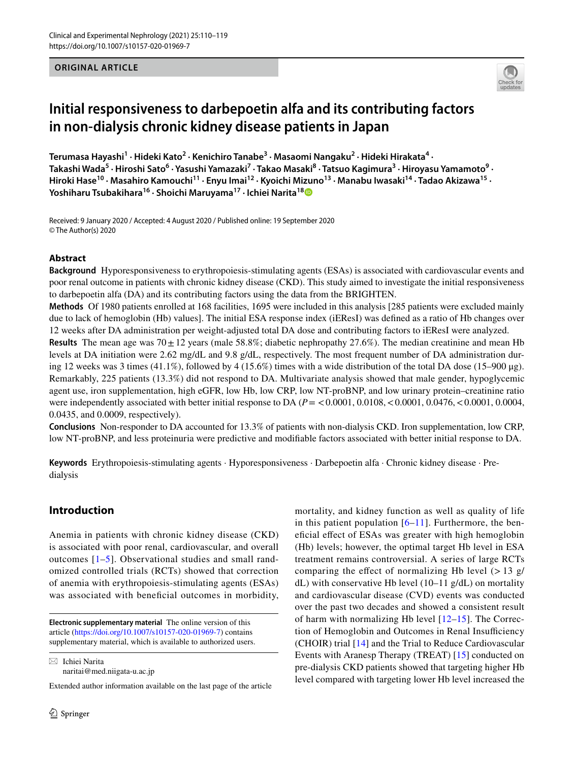ORIGINAL ARTICLE

# Initial responsiveness to darbepoetin alfa and its contributing factors in non-dialysis chronic kidney disease patients in Japan

**Terumasa Hayashi[1] · Hideki Kato[2] · Kenichiro Tanabe[3] · Masaomi Nangaku[2] · Hideki Hirakata[4] · Takashi Wada[5] · Hiroshi Sato[6] · Yasushi Yamazaki[7] · Takao Masaki[8] · Tatsuo Kagimura[3] · Hiroyasu Yamamoto[9] · Hiroki Hase[10] · Masahiro Kamouchi[11] · Enyu Imai[12] · Kyoichi Mizuno[13] · Manabu Iwasaki[14] · Tadao Akizawa[15] · Yoshiharu Tsubakihara[16] · Shoichi Maruyama[17] · Ichiei Narita[18]**

Received: 9 January 2020 / Accepted: 4 August 2020 / Published online: 19 September 2020
© The Author(s) 2020

## Abstract

**Background** Hyporesponsiveness to erythropoiesis-stimulating agents (ESAs) is associated with cardiovascular events and poor renal outcome in patients with chronic kidney disease (CKD). This study aimed to investigate the initial responsiveness to darbepoetin alfa (DA) and its contributing factors using the data from the BRIGHTEN.

**Methods** Of 1980 patients enrolled at 168 facilities, 1695 were included in this analysis [285 patients were excluded mainly due to lack of hemoglobin (Hb) values]. The initial ESA response index (iEResI) was defined as a ratio of Hb changes over 12 weeks after DA administration per weight-adjusted total DA dose and contributing factors to iEResI were analyzed.

**Results** The mean age was 70 ± 12 years (male 58.8%; diabetic nephropathy 27.6%). The median creatinine and mean Hb levels at DA initiation were 2.62 mg/dL and 9.8 g/dL, respectively. The most frequent number of DA administration during 12 weeks was 3 times (41.1%), followed by 4 (15.6%) times with a wide distribution of the total DA dose (15–900 μg). Remarkably, 225 patients (13.3%) did not respond to DA. Multivariate analysis showed that male gender, hypoglycemic agent use, iron supplementation, high eGFR, low Hb, low CRP, low NT-proBNP, and low urinary protein–creatinine ratio were independently associated with better initial response to DA ($P$ = < 0.0001, 0.0108, < 0.0001, 0.0476, < 0.0001, 0.0004, 0.0435, and 0.0009, respectively).

**Conclusions** Non-responder to DA accounted for 13.3% of patients with non-dialysis CKD. Iron supplementation, low CRP, low NT-proBNP, and less proteinuria were predictive and modifiable factors associated with better initial response to DA.

**Keywords** Erythropoiesis-stimulating agents · Hyporesponsiveness · Darbepoetin alfa · Chronic kidney disease · Pre-dialysis

## Introduction

Anemia in patients with chronic kidney disease (CKD) is associated with poor renal, cardiovascular, and overall outcomes [1–5]. Observational studies and small randomized controlled trials (RCTs) showed that correction of anemia with erythropoiesis-stimulating agents (ESAs) was associated with beneficial outcomes in morbidity, mortality, and kidney function as well as quality of life in this patient population [6–11]. Furthermore, the beneficial effect of ESAs was greater with high hemoglobin (Hb) levels; however, the optimal target Hb level in ESA treatment remains controversial. A series of large RCTs comparing the effect of normalizing Hb level (> 13 g/dL) with conservative Hb level (10–11 g/dL) on mortality and cardiovascular disease (CVD) events was conducted over the past two decades and showed a consistent result of harm with normalizing Hb level [12–15]. The Correction of Hemoglobin and Outcomes in Renal Insufficiency (CHOIR) trial [14] and the Trial to Reduce Cardiovascular Events with Aranesp Therapy (TREAT) [15] conducted on pre-dialysis CKD patients showed that targeting higher Hb level compared with targeting lower Hb level increased the

**Electronic supplementary material** The online version of this article (https://doi.org/10.1007/s10157-020-01969-7) contains supplementary material, which is available to authorized users.

✉ Ichiei Narita
naritai@med.niigata-u.ac.jp

Extended author information available on the last page of the article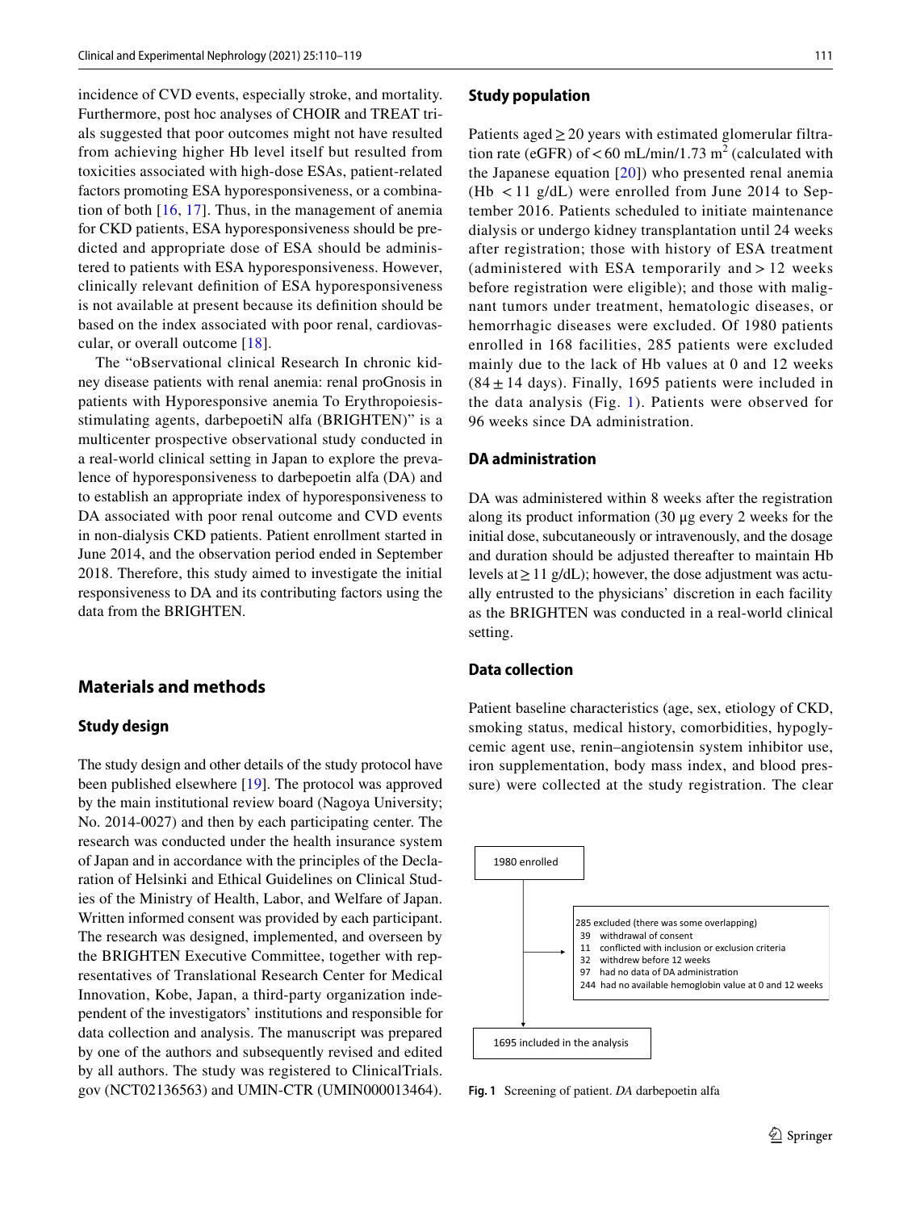incidence of CVD events, especially stroke, and mortality. Furthermore, post hoc analyses of CHOIR and TREAT trials suggested that poor outcomes might not have resulted from achieving higher Hb level itself but resulted from toxicities associated with high-dose ESAs, patient-related factors promoting ESA hyporesponsiveness, or a combination of both [16, 17]. Thus, in the management of anemia for CKD patients, ESA hyporesponsiveness should be predicted and appropriate dose of ESA should be administered to patients with ESA hyporesponsiveness. However, clinically relevant definition of ESA hyporesponsiveness is not available at present because its definition should be based on the index associated with poor renal, cardiovascular, or overall outcome [18].

The "oBservational clinical Research In chronic kidney disease patients with renal anemia: renal proGnosis in patients with Hyporesponsive anemia To Erythropoiesis-stimulating agents, darbepoetiN alfa (BRIGHTEN)" is a multicenter prospective observational study conducted in a real-world clinical setting in Japan to explore the prevalence of hyporesponsiveness to darbepoetin alfa (DA) and to establish an appropriate index of hyporesponsiveness to DA associated with poor renal outcome and CVD events in non-dialysis CKD patients. Patient enrollment started in June 2014, and the observation period ended in September 2018. Therefore, this study aimed to investigate the initial responsiveness to DA and its contributing factors using the data from the BRIGHTEN.

## Materials and methods

### Study design

The study design and other details of the study protocol have been published elsewhere [19]. The protocol was approved by the main institutional review board (Nagoya University; No. 2014-0027) and then by each participating center. The research was conducted under the health insurance system of Japan and in accordance with the principles of the Declaration of Helsinki and Ethical Guidelines on Clinical Studies of the Ministry of Health, Labor, and Welfare of Japan. Written informed consent was provided by each participant. The research was designed, implemented, and overseen by the BRIGHTEN Executive Committee, together with representatives of Translational Research Center for Medical Innovation, Kobe, Japan, a third-party organization independent of the investigators' institutions and responsible for data collection and analysis. The manuscript was prepared by one of the authors and subsequently revised and edited by all authors. The study was registered to ClinicalTrials.gov (NCT02136563) and UMIN-CTR (UMIN000013464).

### Study population

Patients aged ≥ 20 years with estimated glomerular filtration rate (eGFR) of < 60 mL/min/1.73 m$^2$ (calculated with the Japanese equation [20]) who presented renal anemia (Hb < 11 g/dL) were enrolled from June 2014 to September 2016. Patients scheduled to initiate maintenance dialysis or undergo kidney transplantation until 24 weeks after registration; those with history of ESA treatment (administered with ESA temporarily and > 12 weeks before registration were eligible); and those with malignant tumors under treatment, hematologic diseases, or hemorrhagic diseases were excluded. Of 1980 patients enrolled in 168 facilities, 285 patients were excluded mainly due to the lack of Hb values at 0 and 12 weeks (84 ± 14 days). Finally, 1695 patients were included in the data analysis (Fig. 1). Patients were observed for 96 weeks since DA administration.

### DA administration

DA was administered within 8 weeks after the registration along its product information (30 μg every 2 weeks for the initial dose, subcutaneously or intravenously, and the dosage and duration should be adjusted thereafter to maintain Hb levels at ≥ 11 g/dL); however, the dose adjustment was actually entrusted to the physicians' discretion in each facility as the BRIGHTEN was conducted in a real-world clinical setting.

### Data collection

Patient baseline characteristics (age, sex, etiology of CKD, smoking status, medical history, comorbidities, hypoglycemic agent use, renin–angiotensin system inhibitor use, iron supplementation, body mass index, and blood pressure) were collected at the study registration. The clear

1980 enrolled

285 excluded (there was some overlapping)
- 39 withdrawal of consent
- 11 conflicted with inclusion or exclusion criteria
- 32 withdrew before 12 weeks
- 97 had no data of DA administration
- 244 had no available hemoglobin value at 0 and 12 weeks

1695 included in the analysis

**Fig. 1** Screening of patient. *DA* darbepoetin alfa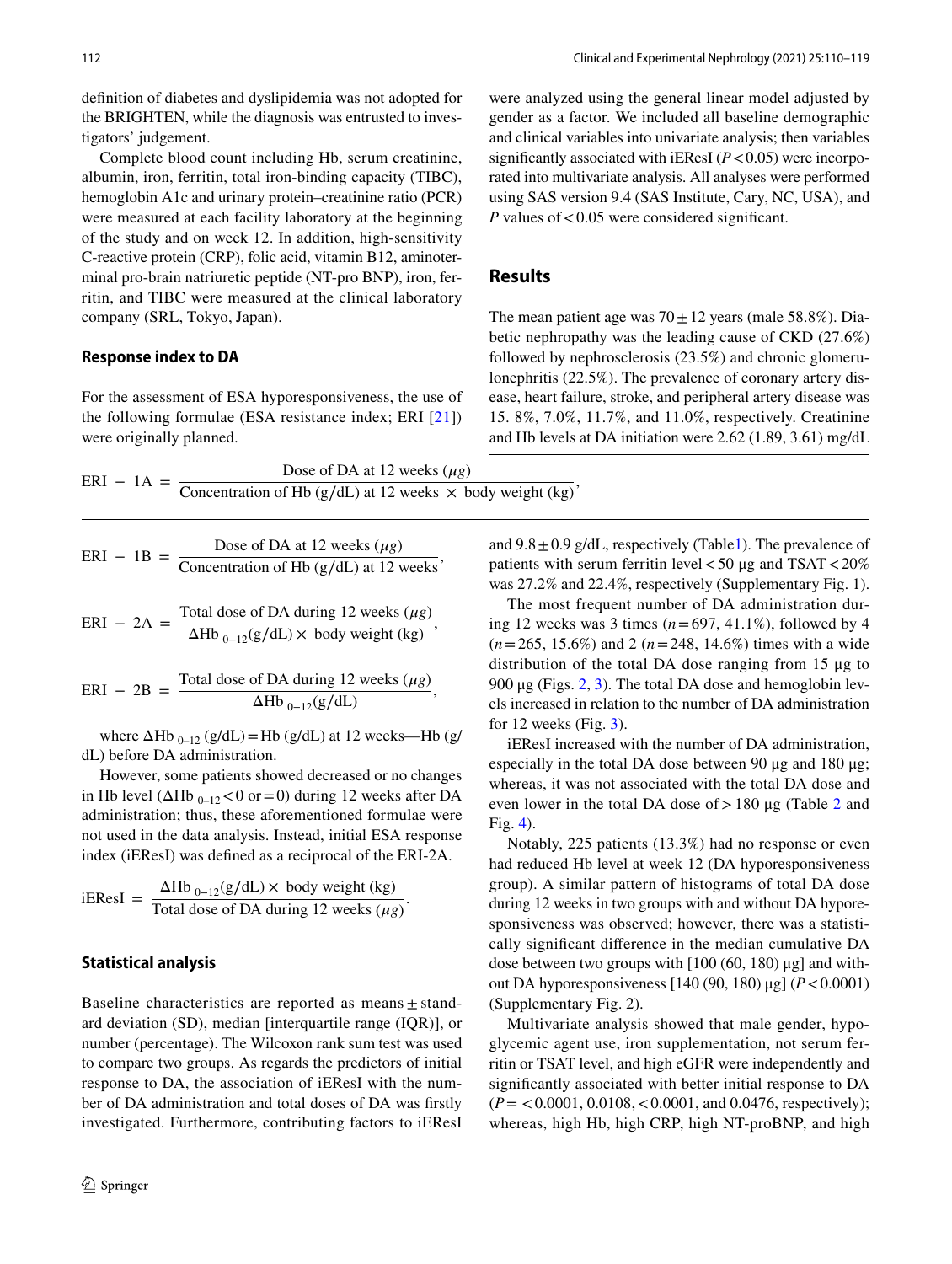definition of diabetes and dyslipidemia was not adopted for the BRIGHTEN, while the diagnosis was entrusted to investigators' judgement.

Complete blood count including Hb, serum creatinine, albumin, iron, ferritin, total iron-binding capacity (TIBC), hemoglobin A1c and urinary protein–creatinine ratio (PCR) were measured at each facility laboratory at the beginning of the study and on week 12. In addition, high-sensitivity C-reactive protein (CRP), folic acid, vitamin B12, aminoterminal pro-brain natriuretic peptide (NT-pro BNP), iron, ferritin, and TIBC were measured at the clinical laboratory company (SRL, Tokyo, Japan).

### Response index to DA

For the assessment of ESA hyporesponsiveness, the use of the following formulae (ESA resistance index; ERI [21]) were originally planned.

$$\text{ERI} - 1\text{A} = \frac{\text{Dose of DA at 12 weeks } (\mu g)}{\text{Concentration of Hb (g/dL) at 12 weeks } \times \text{ body weight (kg)}},$$

$$\text{ERI} - 1\text{B} = \frac{\text{Dose of DA at 12 weeks } (\mu g)}{\text{Concentration of Hb (g/dL) at 12 weeks}},$$

$$\text{ERI} - 2\text{A} = \frac{\text{Total dose of DA during 12 weeks } (\mu g)}{\Delta \text{Hb}_{0-12}(\text{g/dL}) \times \text{ body weight (kg)}},$$

$$\text{ERI} - 2\text{B} = \frac{\text{Total dose of DA during 12 weeks } (\mu g)}{\Delta \text{Hb}_{0-12}(\text{g/dL})},$$

where $\Delta \text{Hb}_{0-12}$ (g/dL) = Hb (g/dL) at 12 weeks—Hb (g/dL) before DA administration.

However, some patients showed decreased or no changes in Hb level ($\Delta \text{Hb}_{0-12} < 0$ or $= 0$) during 12 weeks after DA administration; thus, these aforementioned formulae were not used in the data analysis. Instead, initial ESA response index (iEResI) was defined as a reciprocal of the ERI-2A.

$$\text{iEResI} = \frac{\Delta \text{Hb}_{0-12}(\text{g/dL}) \times \text{ body weight (kg)}}{\text{Total dose of DA during 12 weeks } (\mu g)}.$$

### Statistical analysis

Baseline characteristics are reported as means ± standard deviation (SD), median [interquartile range (IQR)], or number (percentage). The Wilcoxon rank sum test was used to compare two groups. As regards the predictors of initial response to DA, the association of iEResI with the number of DA administration and total doses of DA was firstly investigated. Furthermore, contributing factors to iEResI were analyzed using the general linear model adjusted by gender as a factor. We included all baseline demographic and clinical variables into univariate analysis; then variables significantly associated with iEResI ($P < 0.05$) were incorporated into multivariate analysis. All analyses were performed using SAS version 9.4 (SAS Institute, Cary, NC, USA), and *P* values of < 0.05 were considered significant.

## Results

The mean patient age was 70 ± 12 years (male 58.8%). Diabetic nephropathy was the leading cause of CKD (27.6%) followed by nephrosclerosis (23.5%) and chronic glomerulonephritis (22.5%). The prevalence of coronary artery disease, heart failure, stroke, and peripheral artery disease was 15. 8%, 7.0%, 11.7%, and 11.0%, respectively. Creatinine and Hb levels at DA initiation were 2.62 (1.89, 3.61) mg/dL and 9.8 ± 0.9 g/dL, respectively (Table1). The prevalence of patients with serum ferritin level < 50 μg and TSAT < 20% was 27.2% and 22.4%, respectively (Supplementary Fig. 1).

The most frequent number of DA administration during 12 weeks was 3 times ($n = 697$, 41.1%), followed by 4 ($n = 265$, 15.6%) and 2 ($n = 248$, 14.6%) times with a wide distribution of the total DA dose ranging from 15 μg to 900 μg (Figs. 2, 3). The total DA dose and hemoglobin levels increased in relation to the number of DA administration for 12 weeks (Fig. 3).

iEResI increased with the number of DA administration, especially in the total DA dose between 90 μg and 180 μg; whereas, it was not associated with the total DA dose and even lower in the total DA dose of > 180 μg (Table 2 and Fig. 4).

Notably, 225 patients (13.3%) had no response or even had reduced Hb level at week 12 (DA hyporesponsiveness group). A similar pattern of histograms of total DA dose during 12 weeks in two groups with and without DA hyporesponsiveness was observed; however, there was a statistically significant difference in the median cumulative DA dose between two groups with [100 (60, 180) μg] and without DA hyporesponsiveness [140 (90, 180) μg] ($P < 0.0001$) (Supplementary Fig. 2).

Multivariate analysis showed that male gender, hypoglycemic agent use, iron supplementation, not serum ferritin or TSAT level, and high eGFR were independently and significantly associated with better initial response to DA ($P = < 0.0001$, 0.0108, < 0.0001, and 0.0476, respectively); whereas, high Hb, high CRP, high NT-proBNP, and high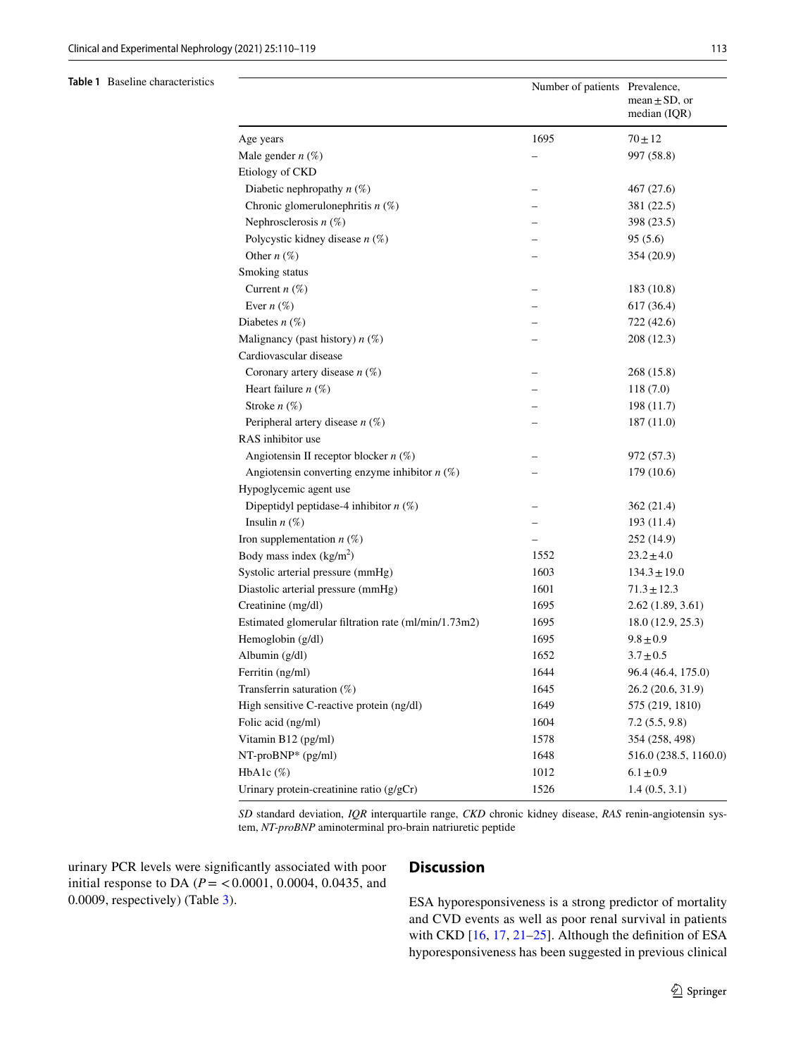**Table 1** Baseline characteristics

| | Number of patients | Prevalence, mean ± SD, or median (IQR) |
|---|---|---|
| Age years | 1695 | 70 ± 12 |
| Male gender *n* (%) | – | 997 (58.8) |
| Etiology of CKD | | |
| Diabetic nephropathy *n* (%) | – | 467 (27.6) |
| Chronic glomerulonephritis *n* (%) | – | 381 (22.5) |
| Nephrosclerosis *n* (%) | – | 398 (23.5) |
| Polycystic kidney disease *n* (%) | – | 95 (5.6) |
| Other *n* (%) | – | 354 (20.9) |
| Smoking status | | |
| Current *n* (%) | – | 183 (10.8) |
| Ever *n* (%) | – | 617 (36.4) |
| Diabetes *n* (%) | – | 722 (42.6) |
| Malignancy (past history) *n* (%) | – | 208 (12.3) |
| Cardiovascular disease | | |
| Coronary artery disease *n* (%) | – | 268 (15.8) |
| Heart failure *n* (%) | – | 118 (7.0) |
| Stroke *n* (%) | – | 198 (11.7) |
| Peripheral artery disease *n* (%) | – | 187 (11.0) |
| RAS inhibitor use | | |
| Angiotensin II receptor blocker *n* (%) | – | 972 (57.3) |
| Angiotensin converting enzyme inhibitor *n* (%) | – | 179 (10.6) |
| Hypoglycemic agent use | | |
| Dipeptidyl peptidase-4 inhibitor *n* (%) | – | 362 (21.4) |
| Insulin *n* (%) | – | 193 (11.4) |
| Iron supplementation *n* (%) | – | 252 (14.9) |
| Body mass index (kg/m$^2$) | 1552 | 23.2 ± 4.0 |
| Systolic arterial pressure (mmHg) | 1603 | 134.3 ± 19.0 |
| Diastolic arterial pressure (mmHg) | 1601 | 71.3 ± 12.3 |
| Creatinine (mg/dl) | 1695 | 2.62 (1.89, 3.61) |
| Estimated glomerular filtration rate (ml/min/1.73m2) | 1695 | 18.0 (12.9, 25.3) |
| Hemoglobin (g/dl) | 1695 | 9.8 ± 0.9 |
| Albumin (g/dl) | 1652 | 3.7 ± 0.5 |
| Ferritin (ng/ml) | 1644 | 96.4 (46.4, 175.0) |
| Transferrin saturation (%) | 1645 | 26.2 (20.6, 31.9) |
| High sensitive C-reactive protein (ng/dl) | 1649 | 575 (219, 1810) |
| Folic acid (ng/ml) | 1604 | 7.2 (5.5, 9.8) |
| Vitamin B12 (pg/ml) | 1578 | 354 (258, 498) |
| NT-proBNP* (pg/ml) | 1648 | 516.0 (238.5, 1160.0) |
| HbA1c (%) | 1012 | 6.1 ± 0.9 |
| Urinary protein-creatinine ratio (g/gCr) | 1526 | 1.4 (0.5, 3.1) |

*SD* standard deviation, *IQR* interquartile range, *CKD* chronic kidney disease, *RAS* renin-angiotensin system, *NT-proBNP* aminoterminal pro-brain natriuretic peptide

urinary PCR levels were significantly associated with poor initial response to DA ($P$ = < 0.0001, 0.0004, 0.0435, and 0.0009, respectively) (Table 3).

## Discussion

ESA hyporesponsiveness is a strong predictor of mortality and CVD events as well as poor renal survival in patients with CKD [16, 17, 21–25]. Although the definition of ESA hyporesponsiveness has been suggested in previous clinical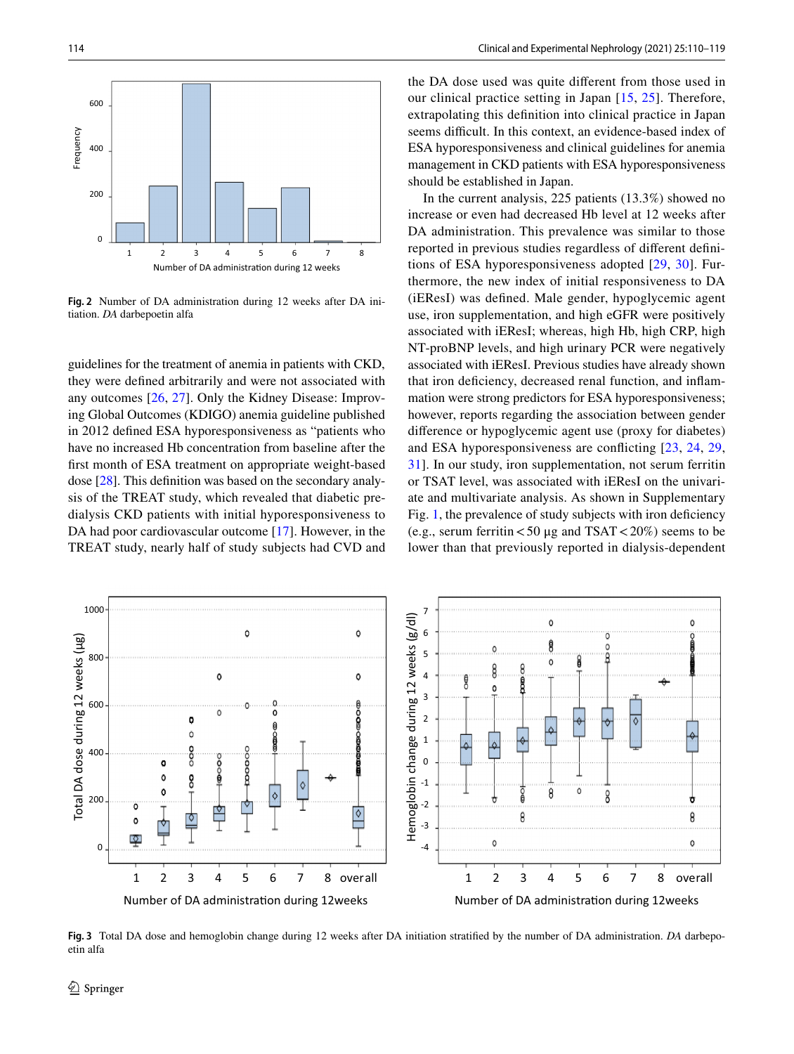Fig. 2 Number of DA administration during 12 weeks after DA initiation. *DA* darbepoetin alfa

guidelines for the treatment of anemia in patients with CKD, they were defined arbitrarily and were not associated with any outcomes [26, 27]. Only the Kidney Disease: Improving Global Outcomes (KDIGO) anemia guideline published in 2012 defined ESA hyporesponsiveness as "patients who have no increased Hb concentration from baseline after the first month of ESA treatment on appropriate weight-based dose [28]. This definition was based on the secondary analysis of the TREAT study, which revealed that diabetic predialysis CKD patients with initial hyporesponsiveness to DA had poor cardiovascular outcome [17]. However, in the TREAT study, nearly half of study subjects had CVD and the DA dose used was quite different from those used in our clinical practice setting in Japan [15, 25]. Therefore, extrapolating this definition into clinical practice in Japan seems difficult. In this context, an evidence-based index of ESA hyporesponsiveness and clinical guidelines for anemia management in CKD patients with ESA hyporesponsiveness should be established in Japan.

In the current analysis, 225 patients (13.3%) showed no increase or even had decreased Hb level at 12 weeks after DA administration. This prevalence was similar to those reported in previous studies regardless of different definitions of ESA hyporesponsiveness adopted [29, 30]. Furthermore, the new index of initial responsiveness to DA (iEResI) was defined. Male gender, hypoglycemic agent use, iron supplementation, and high eGFR were positively associated with iEResI; whereas, high Hb, high CRP, high NT-proBNP levels, and high urinary PCR were negatively associated with iEResI. Previous studies have already shown that iron deficiency, decreased renal function, and inflammation were strong predictors for ESA hyporesponsiveness; however, reports regarding the association between gender difference or hypoglycemic agent use (proxy for diabetes) and ESA hyporesponsiveness are conflicting [23, 24, 29, 31]. In our study, iron supplementation, not serum ferritin or TSAT level, was associated with iEResI on the univariate and multivariate analysis. As shown in Supplementary Fig. 1, the prevalence of study subjects with iron deficiency (e.g., serum ferritin < 50 μg and TSAT < 20%) seems to be lower than that previously reported in dialysis-dependent

Fig. 3 Total DA dose and hemoglobin change during 12 weeks after DA initiation stratified by the number of DA administration. *DA* darbepoetin alfa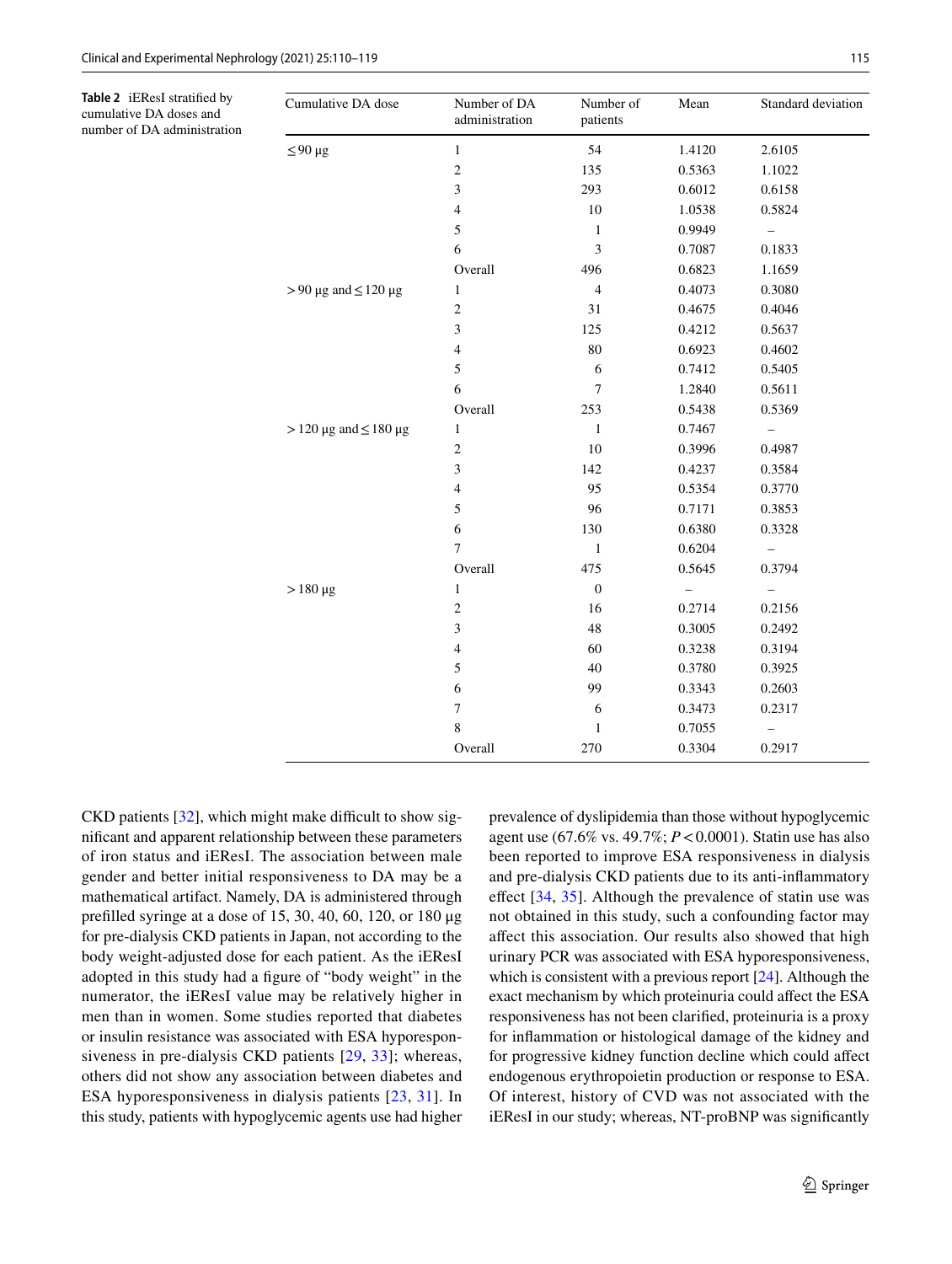**Table 2** iEResI stratified by cumulative DA doses and number of DA administration

| Cumulative DA dose | Number of DA administration | Number of patients | Mean | Standard deviation |
|---|---|---|---|---|
| ≤ 90 µg | 1 | 54 | 1.4120 | 2.6105 |
| | 2 | 135 | 0.5363 | 1.1022 |
| | 3 | 293 | 0.6012 | 0.6158 |
| | 4 | 10 | 1.0538 | 0.5824 |
| | 5 | 1 | 0.9949 | – |
| | 6 | 3 | 0.7087 | 0.1833 |
| | Overall | 496 | 0.6823 | 1.1659 |
| > 90 µg and ≤ 120 µg | 1 | 4 | 0.4073 | 0.3080 |
| | 2 | 31 | 0.4675 | 0.4046 |
| | 3 | 125 | 0.4212 | 0.5637 |
| | 4 | 80 | 0.6923 | 0.4602 |
| | 5 | 6 | 0.7412 | 0.5405 |
| | 6 | 7 | 1.2840 | 0.5611 |
| | Overall | 253 | 0.5438 | 0.5369 |
| > 120 µg and ≤ 180 µg | 1 | 1 | 0.7467 | – |
| | 2 | 10 | 0.3996 | 0.4987 |
| | 3 | 142 | 0.4237 | 0.3584 |
| | 4 | 95 | 0.5354 | 0.3770 |
| | 5 | 96 | 0.7171 | 0.3853 |
| | 6 | 130 | 0.6380 | 0.3328 |
| | 7 | 1 | 0.6204 | – |
| | Overall | 475 | 0.5645 | 0.3794 |
| > 180 µg | 1 | 0 | – | – |
| | 2 | 16 | 0.2714 | 0.2156 |
| | 3 | 48 | 0.3005 | 0.2492 |
| | 4 | 60 | 0.3238 | 0.3194 |
| | 5 | 40 | 0.3780 | 0.3925 |
| | 6 | 99 | 0.3343 | 0.2603 |
| | 7 | 6 | 0.3473 | 0.2317 |
| | 8 | 1 | 0.7055 | – |
| | Overall | 270 | 0.3304 | 0.2917 |

CKD patients [32], which might make difficult to show significant and apparent relationship between these parameters of iron status and iEResI. The association between male gender and better initial responsiveness to DA may be a mathematical artifact. Namely, DA is administered through prefilled syringe at a dose of 15, 30, 40, 60, 120, or 180 µg for pre-dialysis CKD patients in Japan, not according to the body weight-adjusted dose for each patient. As the iEResI adopted in this study had a figure of "body weight" in the numerator, the iEResI value may be relatively higher in men than in women. Some studies reported that diabetes or insulin resistance was associated with ESA hyporesponsiveness in pre-dialysis CKD patients [29, 33]; whereas, others did not show any association between diabetes and ESA hyporesponsiveness in dialysis patients [23, 31]. In this study, patients with hypoglycemic agents use had higher prevalence of dyslipidemia than those without hypoglycemic agent use (67.6% vs. 49.7%; $P < 0.0001$). Statin use has also been reported to improve ESA responsiveness in dialysis and pre-dialysis CKD patients due to its anti-inflammatory effect [34, 35]. Although the prevalence of statin use was not obtained in this study, such a confounding factor may affect this association. Our results also showed that high urinary PCR was associated with ESA hyporesponsiveness, which is consistent with a previous report [24]. Although the exact mechanism by which proteinuria could affect the ESA responsiveness has not been clarified, proteinuria is a proxy for inflammation or histological damage of the kidney and for progressive kidney function decline which could affect endogenous erythropoietin production or response to ESA. Of interest, history of CVD was not associated with the iEResI in our study; whereas, NT-proBNP was significantly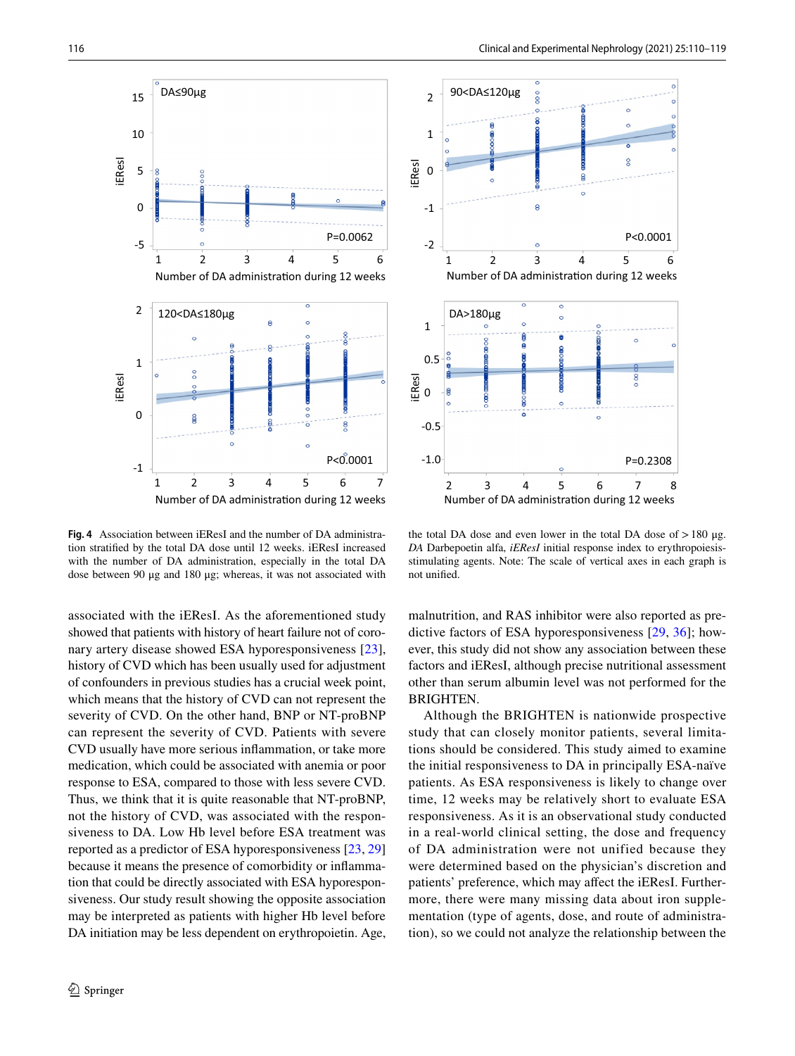**Fig. 4** Association between iEResI and the number of DA administration stratified by the total DA dose until 12 weeks. iEResI increased with the number of DA administration, especially in the total DA dose between 90 µg and 180 µg; whereas, it was not associated with the total DA dose and even lower in the total DA dose of > 180 µg. *DA* Darbepoetin alfa, *iEResI* initial response index to erythropoiesis-stimulating agents. Note: The scale of vertical axes in each graph is not unified.

associated with the iEResI. As the aforementioned study showed that patients with history of heart failure not of coronary artery disease showed ESA hyporesponsiveness [23], history of CVD which has been usually used for adjustment of confounders in previous studies has a crucial week point, which means that the history of CVD can not represent the severity of CVD. On the other hand, BNP or NT-proBNP can represent the severity of CVD. Patients with severe CVD usually have more serious inflammation, or take more medication, which could be associated with anemia or poor response to ESA, compared to those with less severe CVD. Thus, we think that it is quite reasonable that NT-proBNP, not the history of CVD, was associated with the responsiveness to DA. Low Hb level before ESA treatment was reported as a predictor of ESA hyporesponsiveness [23, 29] because it means the presence of comorbidity or inflammation that could be directly associated with ESA hyporesponsiveness. Our study result showing the opposite association may be interpreted as patients with higher Hb level before DA initiation may be less dependent on erythropoietin. Age, malnutrition, and RAS inhibitor were also reported as predictive factors of ESA hyporesponsiveness [29, 36]; however, this study did not show any association between these factors and iEResI, although precise nutritional assessment other than serum albumin level was not performed for the BRIGHTEN.

Although the BRIGHTEN is nationwide prospective study that can closely monitor patients, several limitations should be considered. This study aimed to examine the initial responsiveness to DA in principally ESA-naïve patients. As ESA responsiveness is likely to change over time, 12 weeks may be relatively short to evaluate ESA responsiveness. As it is an observational study conducted in a real-world clinical setting, the dose and frequency of DA administration were not unified because they were determined based on the physician's discretion and patients' preference, which may affect the iEResI. Furthermore, there were many missing data about iron supplementation (type of agents, dose, and route of administration), so we could not analyze the relationship between the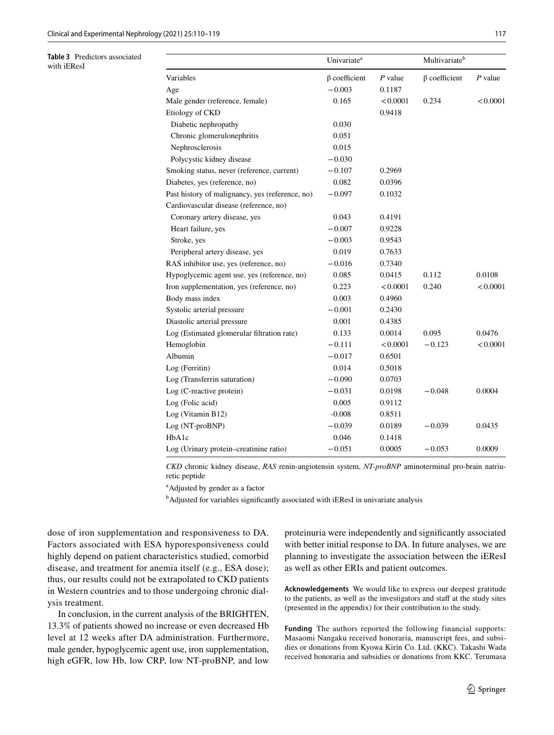**Table 3** Predictors associated with iEResI

| | Univariate[a] | | Multivariate[b] | |
|---|---|---|---|---|
| Variables | β coefficient | *P* value | β coefficient | *P* value |
| Age | −0.003 | 0.1187 | | |
| Male gender (reference, female) | 0.165 | <0.0001 | 0.234 | <0.0001 |
| Etiology of CKD | | 0.9418 | | |
| Diabetic nephropathy | 0.030 | | | |
| Chronic glomerulonephritis | 0.051 | | | |
| Nephrosclerosis | 0.015 | | | |
| Polycystic kidney disease | −0.030 | | | |
| Smoking status, never (reference, current) | −0.107 | 0.2969 | | |
| Diabetes, yes (reference, no) | 0.082 | 0.0396 | | |
| Past history of malignancy, yes (reference, no) | −0.097 | 0.1032 | | |
| Cardiovascular disease (reference, no) | | | | |
| Coronary artery disease, yes | 0.043 | 0.4191 | | |
| Heart failure, yes | −0.007 | 0.9228 | | |
| Stroke, yes | −0.003 | 0.9543 | | |
| Peripheral artery disease, yes | 0.019 | 0.7633 | | |
| RAS inhibitor use, yes (reference, no) | −0.016 | 0.7340 | | |
| Hypoglycemic agent use, yes (reference, no) | 0.085 | 0.0415 | 0.112 | 0.0108 |
| Iron supplementation, yes (reference, no) | 0.223 | <0.0001 | 0.240 | <0.0001 |
| Body mass index | 0.003 | 0.4960 | | |
| Systolic arterial pressure | −0.001 | 0.2430 | | |
| Diastolic arterial pressure | 0.001 | 0.4385 | | |
| Log (Estimated glomerular filtration rate) | 0.133 | 0.0014 | 0.095 | 0.0476 |
| Hemoglobin | −0.111 | <0.0001 | −0.123 | <0.0001 |
| Albumin | −0.017 | 0.6501 | | |
| Log (Ferritin) | 0.014 | 0.5018 | | |
| Log (Transferrin saturation) | −0.090 | 0.0703 | | |
| Log (C-reactive protein) | −0.031 | 0.0198 | −0.048 | 0.0004 |
| Log (Folic acid) | 0.005 | 0.9112 | | |
| Log (Vitamin B12) | -0.008 | 0.8511 | | |
| Log (NT-proBNP) | −0.039 | 0.0189 | −0.039 | 0.0435 |
| HbA1c | 0.046 | 0.1418 | | |
| Log (Urinary protein–creatinine ratio) | −0.051 | 0.0005 | −0.053 | 0.0009 |

*CKD* chronic kidney disease, *RAS* renin-angiotensin system, *NT-proBNP* aminoterminal pro-brain natriuretic peptide

[a]Adjusted by gender as a factor

[b]Adjusted for variables significantly associated with iEResI in univariate analysis

dose of iron supplementation and responsiveness to DA. Factors associated with ESA hyporesponsiveness could highly depend on patient characteristics studied, comorbid disease, and treatment for anemia itself (e.g., ESA dose); thus, our results could not be extrapolated to CKD patients in Western countries and to those undergoing chronic dialysis treatment.

In conclusion, in the current analysis of the BRIGHTEN, 13.3% of patients showed no increase or even decreased Hb level at 12 weeks after DA administration. Furthermore, male gender, hypoglycemic agent use, iron supplementation, high eGFR, low Hb, low CRP, low NT-proBNP, and low proteinuria were independently and significantly associated with better initial response to DA. In future analyses, we are planning to investigate the association between the iEResI as well as other ERIs and patient outcomes.

**Acknowledgements** We would like to express our deepest gratitude to the patients, as well as the investigators and staff at the study sites (presented in the appendix) for their contribution to the study.

**Funding** The authors reported the following financial supports: Masaomi Nangaku received honoraria, manuscript fees, and subsidies or donations from Kyowa Kirin Co. Ltd. (KKC). Takashi Wada received honoraria and subsidies or donations from KKC. Terumasa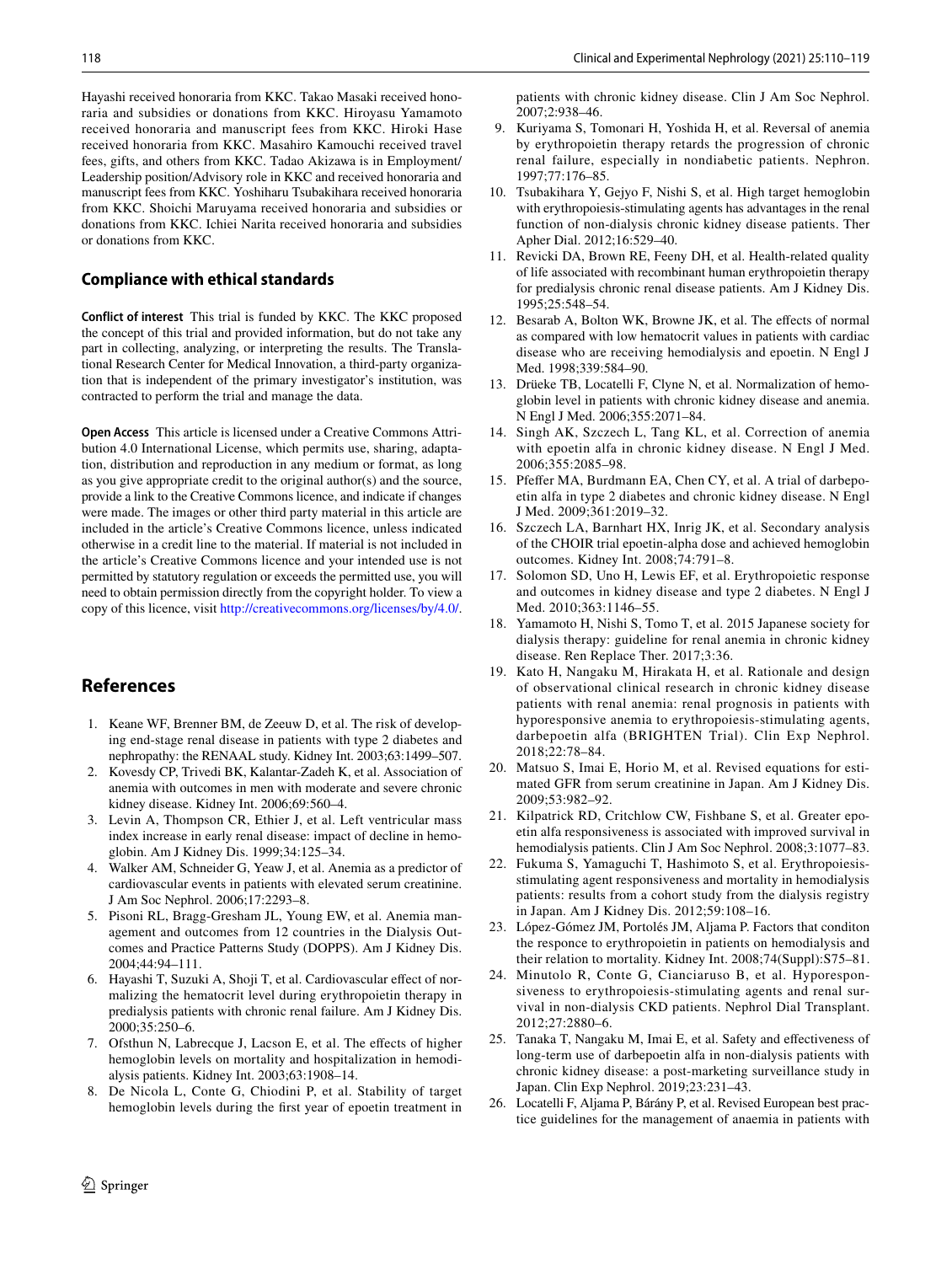Hayashi received honoraria from KKC. Takao Masaki received honoraria and subsidies or donations from KKC. Hiroyasu Yamamoto received honoraria and manuscript fees from KKC. Hiroki Hase received honoraria from KKC. Masahiro Kamouchi received travel fees, gifts, and others from KKC. Tadao Akizawa is in Employment/Leadership position/Advisory role in KKC and received honoraria and manuscript fees from KKC. Yoshiharu Tsubakihara received honoraria from KKC. Shoichi Maruyama received honoraria and subsidies or donations from KKC. Ichiei Narita received honoraria and subsidies or donations from KKC.

## Compliance with ethical standards

**Conflict of interest** This trial is funded by KKC. The KKC proposed the concept of this trial and provided information, but do not take any part in collecting, analyzing, or interpreting the results. The Translational Research Center for Medical Innovation, a third-party organization that is independent of the primary investigator's institution, was contracted to perform the trial and manage the data.

**Open Access** This article is licensed under a Creative Commons Attribution 4.0 International License, which permits use, sharing, adaptation, distribution and reproduction in any medium or format, as long as you give appropriate credit to the original author(s) and the source, provide a link to the Creative Commons licence, and indicate if changes were made. The images or other third party material in this article are included in the article's Creative Commons licence, unless indicated otherwise in a credit line to the material. If material is not included in the article's Creative Commons licence and your intended use is not permitted by statutory regulation or exceeds the permitted use, you will need to obtain permission directly from the copyright holder. To view a copy of this licence, visit http://creativecommons.org/licenses/by/4.0/.

## References

1. Keane WF, Brenner BM, de Zeeuw D, et al. The risk of developing end-stage renal disease in patients with type 2 diabetes and nephropathy: the RENAAL study. Kidney Int. 2003;63:1499–507.
2. Kovesdy CP, Trivedi BK, Kalantar-Zadeh K, et al. Association of anemia with outcomes in men with moderate and severe chronic kidney disease. Kidney Int. 2006;69:560–4.
3. Levin A, Thompson CR, Ethier J, et al. Left ventricular mass index increase in early renal disease: impact of decline in hemoglobin. Am J Kidney Dis. 1999;34:125–34.
4. Walker AM, Schneider G, Yeaw J, et al. Anemia as a predictor of cardiovascular events in patients with elevated serum creatinine. J Am Soc Nephrol. 2006;17:2293–8.
5. Pisoni RL, Bragg-Gresham JL, Young EW, et al. Anemia management and outcomes from 12 countries in the Dialysis Outcomes and Practice Patterns Study (DOPPS). Am J Kidney Dis. 2004;44:94–111.
6. Hayashi T, Suzuki A, Shoji T, et al. Cardiovascular effect of normalizing the hematocrit level during erythropoietin therapy in predialysis patients with chronic renal failure. Am J Kidney Dis. 2000;35:250–6.
7. Ofsthun N, Labrecque J, Lacson E, et al. The effects of higher hemoglobin levels on mortality and hospitalization in hemodialysis patients. Kidney Int. 2003;63:1908–14.
8. De Nicola L, Conte G, Chiodini P, et al. Stability of target hemoglobin levels during the first year of epoetin treatment in patients with chronic kidney disease. Clin J Am Soc Nephrol. 2007;2:938–46.
9. Kuriyama S, Tomonari H, Yoshida H, et al. Reversal of anemia by erythropoietin therapy retards the progression of chronic renal failure, especially in nondiabetic patients. Nephron. 1997;77:176–85.
10. Tsubakihara Y, Gejyo F, Nishi S, et al. High target hemoglobin with erythropoiesis-stimulating agents has advantages in the renal function of non-dialysis chronic kidney disease patients. Ther Apher Dial. 2012;16:529–40.
11. Revicki DA, Brown RE, Feeny DH, et al. Health-related quality of life associated with recombinant human erythropoietin therapy for predialysis chronic renal disease patients. Am J Kidney Dis. 1995;25:548–54.
12. Besarab A, Bolton WK, Browne JK, et al. The effects of normal as compared with low hematocrit values in patients with cardiac disease who are receiving hemodialysis and epoetin. N Engl J Med. 1998;339:584–90.
13. Drüeke TB, Locatelli F, Clyne N, et al. Normalization of hemoglobin level in patients with chronic kidney disease and anemia. N Engl J Med. 2006;355:2071–84.
14. Singh AK, Szczech L, Tang KL, et al. Correction of anemia with epoetin alfa in chronic kidney disease. N Engl J Med. 2006;355:2085–98.
15. Pfeffer MA, Burdmann EA, Chen CY, et al. A trial of darbepoetin alfa in type 2 diabetes and chronic kidney disease. N Engl J Med. 2009;361:2019–32.
16. Szczech LA, Barnhart HX, Inrig JK, et al. Secondary analysis of the CHOIR trial epoetin-alpha dose and achieved hemoglobin outcomes. Kidney Int. 2008;74:791–8.
17. Solomon SD, Uno H, Lewis EF, et al. Erythropoietic response and outcomes in kidney disease and type 2 diabetes. N Engl J Med. 2010;363:1146–55.
18. Yamamoto H, Nishi S, Tomo T, et al. 2015 Japanese society for dialysis therapy: guideline for renal anemia in chronic kidney disease. Ren Replace Ther. 2017;3:36.
19. Kato H, Nangaku M, Hirakata H, et al. Rationale and design of observational clinical research in chronic kidney disease patients with renal anemia: renal prognosis in patients with hyporesponsive anemia to erythropoiesis-stimulating agents, darbepoetin alfa (BRIGHTEN Trial). Clin Exp Nephrol. 2018;22:78–84.
20. Matsuo S, Imai E, Horio M, et al. Revised equations for estimated GFR from serum creatinine in Japan. Am J Kidney Dis. 2009;53:982–92.
21. Kilpatrick RD, Critchlow CW, Fishbane S, et al. Greater epoetin alfa responsiveness is associated with improved survival in hemodialysis patients. Clin J Am Soc Nephrol. 2008;3:1077–83.
22. Fukuma S, Yamaguchi T, Hashimoto S, et al. Erythropoiesis-stimulating agent responsiveness and mortality in hemodialysis patients: results from a cohort study from the dialysis registry in Japan. Am J Kidney Dis. 2012;59:108–16.
23. López-Gómez JM, Portolés JM, Aljama P. Factors that conditon the responce to erythropoietin in patients on hemodialysis and their relation to mortality. Kidney Int. 2008;74(Suppl):S75–81.
24. Minutolo R, Conte G, Cianciaruso B, et al. Hyporesponsiveness to erythropoiesis-stimulating agents and renal survival in non-dialysis CKD patients. Nephrol Dial Transplant. 2012;27:2880–6.
25. Tanaka T, Nangaku M, Imai E, et al. Safety and effectiveness of long-term use of darbepoetin alfa in non-dialysis patients with chronic kidney disease: a post-marketing surveillance study in Japan. Clin Exp Nephrol. 2019;23:231–43.
26. Locatelli F, Aljama P, Bárány P, et al. Revised European best practice guidelines for the management of anaemia in patients with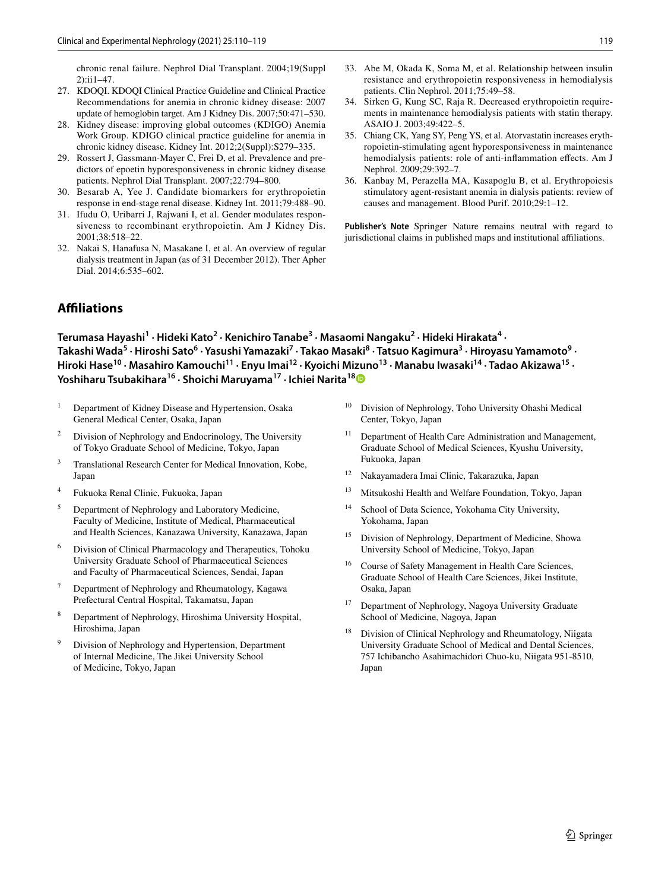chronic renal failure. Nephrol Dial Transplant. 2004;19(Suppl 2):ii1–47.

27. KDOQI. KDOQI Clinical Practice Guideline and Clinical Practice Recommendations for anemia in chronic kidney disease: 2007 update of hemoglobin target. Am J Kidney Dis. 2007;50:471–530.
28. Kidney disease: improving global outcomes (KDIGO) Anemia Work Group. KDIGO clinical practice guideline for anemia in chronic kidney disease. Kidney Int. 2012;2(Suppl):S279–335.
29. Rossert J, Gassmann-Mayer C, Frei D, et al. Prevalence and predictors of epoetin hyporesponsiveness in chronic kidney disease patients. Nephrol Dial Transplant. 2007;22:794–800.
30. Besarab A, Yee J. Candidate biomarkers for erythropoietin response in end-stage renal disease. Kidney Int. 2011;79:488–90.
31. Ifudu O, Uribarri J, Rajwani I, et al. Gender modulates responsiveness to recombinant erythropoietin. Am J Kidney Dis. 2001;38:518–22.
32. Nakai S, Hanafusa N, Masakane I, et al. An overview of regular dialysis treatment in Japan (as of 31 December 2012). Ther Apher Dial. 2014;6:535–602.
33. Abe M, Okada K, Soma M, et al. Relationship between insulin resistance and erythropoietin responsiveness in hemodialysis patients. Clin Nephrol. 2011;75:49–58.
34. Sirken G, Kung SC, Raja R. Decreased erythropoietin requirements in maintenance hemodialysis patients with statin therapy. ASAIO J. 2003;49:422–5.
35. Chiang CK, Yang SY, Peng YS, et al. Atorvastatin increases erythropoietin-stimulating agent hyporesponsiveness in maintenance hemodialysis patients: role of anti-inflammation effects. Am J Nephrol. 2009;29:392–7.
36. Kanbay M, Perazella MA, Kasapoglu B, et al. Erythropoiesis stimulatory agent-resistant anemia in dialysis patients: review of causes and management. Blood Purif. 2010;29:1–12.

**Publisher's Note** Springer Nature remains neutral with regard to jurisdictional claims in published maps and institutional affiliations.

## Affiliations

**Terumasa Hayashi[1] · Hideki Kato[2] · Kenichiro Tanabe[3] · Masaomi Nangaku[2] · Hideki Hirakata[4] · Takashi Wada[5] · Hiroshi Sato[6] · Yasushi Yamazaki[7] · Takao Masaki[8] · Tatsuo Kagimura[3] · Hiroyasu Yamamoto[9] · Hiroki Hase[10] · Masahiro Kamouchi[11] · Enyu Imai[12] · Kyoichi Mizuno[13] · Manabu Iwasaki[14] · Tadao Akizawa[15] · Yoshiharu Tsubakihara[16] · Shoichi Maruyama[17] · Ichiei Narita[18]**

[1] Department of Kidney Disease and Hypertension, Osaka General Medical Center, Osaka, Japan

[2] Division of Nephrology and Endocrinology, The University of Tokyo Graduate School of Medicine, Tokyo, Japan

[3] Translational Research Center for Medical Innovation, Kobe, Japan

[4] Fukuoka Renal Clinic, Fukuoka, Japan

[5] Department of Nephrology and Laboratory Medicine, Faculty of Medicine, Institute of Medical, Pharmaceutical and Health Sciences, Kanazawa University, Kanazawa, Japan

[6] Division of Clinical Pharmacology and Therapeutics, Tohoku University Graduate School of Pharmaceutical Sciences and Faculty of Pharmaceutical Sciences, Sendai, Japan

[7] Department of Nephrology and Rheumatology, Kagawa Prefectural Central Hospital, Takamatsu, Japan

[8] Department of Nephrology, Hiroshima University Hospital, Hiroshima, Japan

[9] Division of Nephrology and Hypertension, Department of Internal Medicine, The Jikei University School of Medicine, Tokyo, Japan

[10] Division of Nephrology, Toho University Ohashi Medical Center, Tokyo, Japan

[11] Department of Health Care Administration and Management, Graduate School of Medical Sciences, Kyushu University, Fukuoka, Japan

[12] Nakayamadera Imai Clinic, Takarazuka, Japan

[13] Mitsukoshi Health and Welfare Foundation, Tokyo, Japan

[14] School of Data Science, Yokohama City University, Yokohama, Japan

[15] Division of Nephrology, Department of Medicine, Showa University School of Medicine, Tokyo, Japan

[16] Course of Safety Management in Health Care Sciences, Graduate School of Health Care Sciences, Jikei Institute, Osaka, Japan

[17] Department of Nephrology, Nagoya University Graduate School of Medicine, Nagoya, Japan

[18] Division of Clinical Nephrology and Rheumatology, Niigata University Graduate School of Medical and Dental Sciences, 757 Ichibancho Asahimachidori Chuo-ku, Niigata 951-8510, Japan